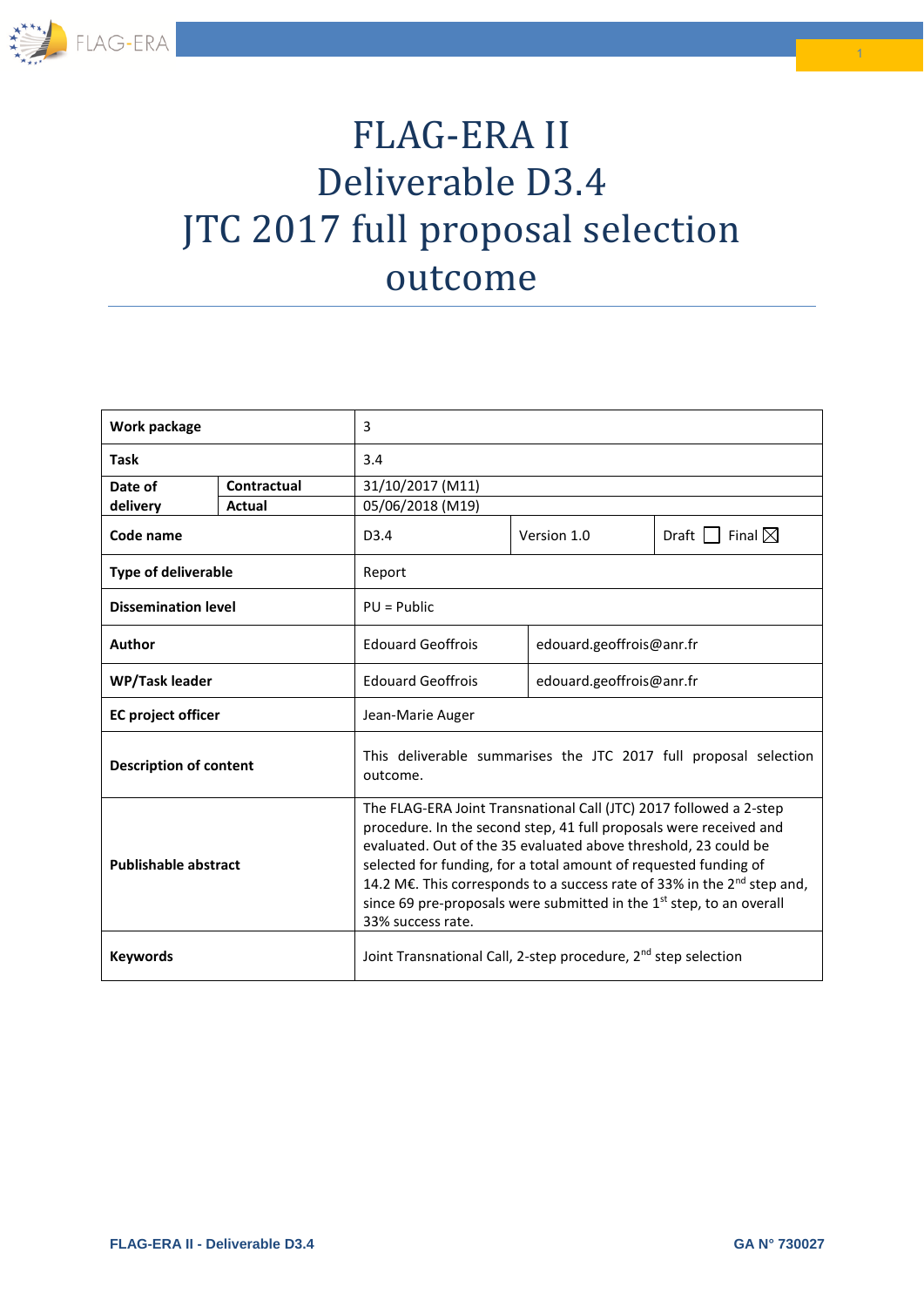# FLAG-ERA II
# Deliverable D3.4
# JTC 2017 full proposal selection outcome

| Work package | | 3 | | |
|---|---|---|---|---|
| Task | | 3.4 | | |
| Date of delivery | Contractual | 31/10/2017 (M11) | | |
| | Actual | 05/06/2018 (M19) | | |
| Code name | | D3.4 | Version 1.0 | Draft ☐ Final ☒ |
| Type of deliverable | | Report | | |
| Dissemination level | | PU = Public | | |
| Author | | Edouard Geoffrois | edouard.geoffrois@anr.fr | |
| WP/Task leader | | Edouard Geoffrois | edouard.geoffrois@anr.fr | |
| EC project officer | | Jean-Marie Auger | | |
| Description of content | | This deliverable summarises the JTC 2017 full proposal selection outcome. | | |
| Publishable abstract | | The FLAG-ERA Joint Transnational Call (JTC) 2017 followed a 2-step procedure. In the second step, 41 full proposals were received and evaluated. Out of the 35 evaluated above threshold, 23 could be selected for funding, for a total amount of requested funding of 14.2 M€. This corresponds to a success rate of 33% in the 2nd step and, since 69 pre-proposals were submitted in the 1st step, to an overall 33% success rate. | | |
| Keywords | | Joint Transnational Call, 2-step procedure, 2nd step selection | | |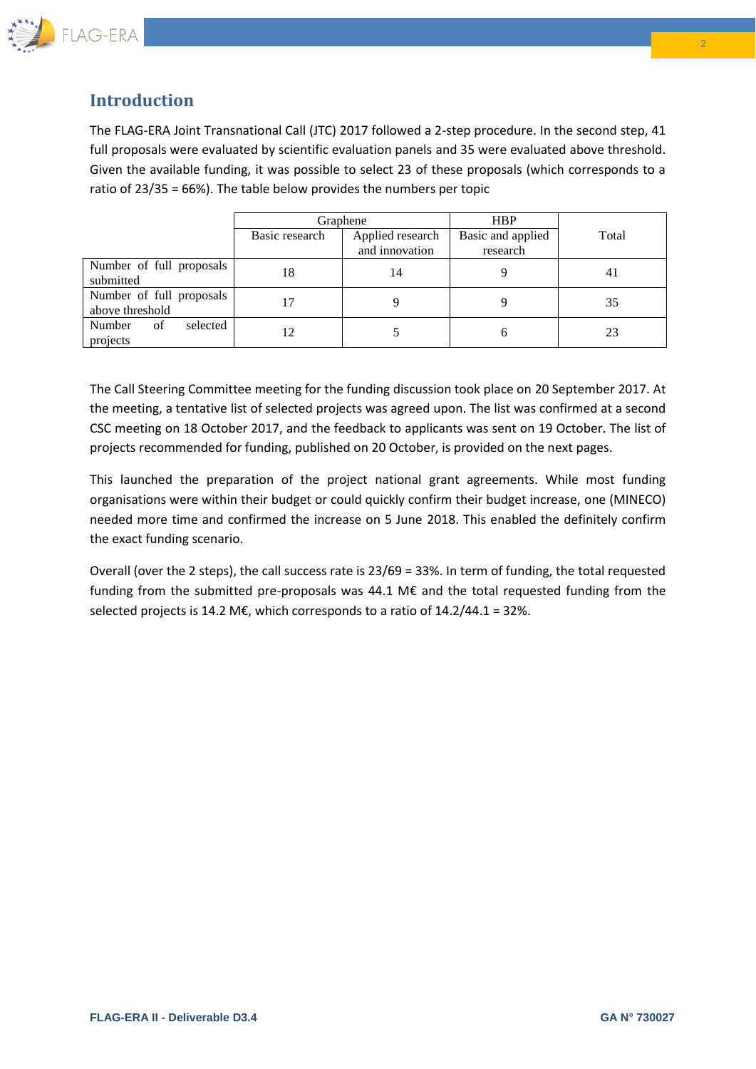## Introduction

The FLAG-ERA Joint Transnational Call (JTC) 2017 followed a 2-step procedure. In the second step, 41 full proposals were evaluated by scientific evaluation panels and 35 were evaluated above threshold. Given the available funding, it was possible to select 23 of these proposals (which corresponds to a ratio of 23/35 = 66%). The table below provides the numbers per topic

| | Graphene | | HBP | Total |
|---|---|---|---|---|
| | Basic research | Applied research and innovation | Basic and applied research | |
| Number of full proposals submitted | 18 | 14 | 9 | 41 |
| Number of full proposals above threshold | 17 | 9 | 9 | 35 |
| Number of selected projects | 12 | 5 | 6 | 23 |

The Call Steering Committee meeting for the funding discussion took place on 20 September 2017. At the meeting, a tentative list of selected projects was agreed upon. The list was confirmed at a second CSC meeting on 18 October 2017, and the feedback to applicants was sent on 19 October. The list of projects recommended for funding, published on 20 October, is provided on the next pages.

This launched the preparation of the project national grant agreements. While most funding organisations were within their budget or could quickly confirm their budget increase, one (MINECO) needed more time and confirmed the increase on 5 June 2018. This enabled the definitely confirm the exact funding scenario.

Overall (over the 2 steps), the call success rate is 23/69 = 33%. In term of funding, the total requested funding from the submitted pre-proposals was 44.1 M€ and the total requested funding from the selected projects is 14.2 M€, which corresponds to a ratio of 14.2/44.1 = 32%.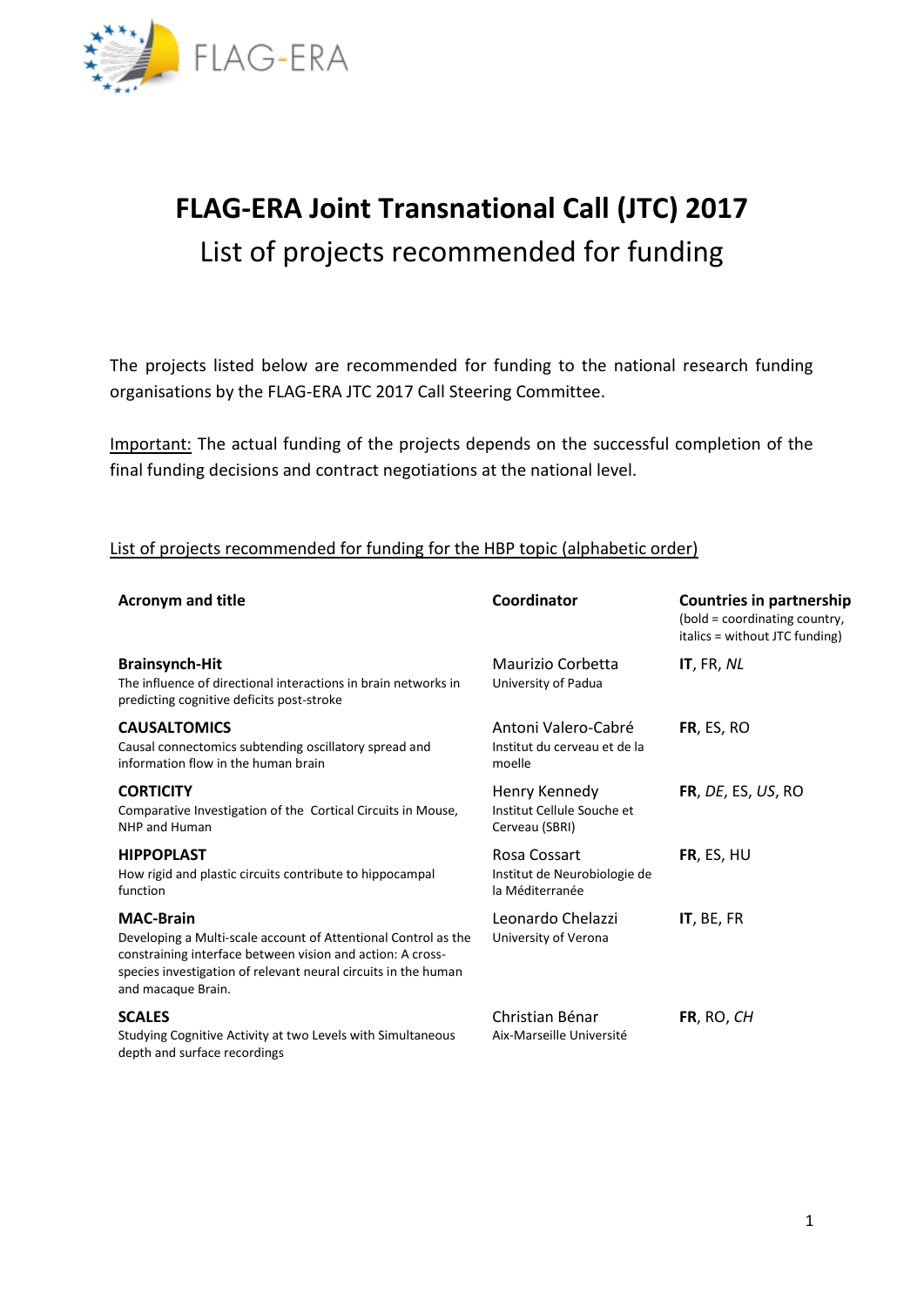# FLAG-ERA Joint Transnational Call (JTC) 2017

List of projects recommended for funding

The projects listed below are recommended for funding to the national research funding organisations by the FLAG-ERA JTC 2017 Call Steering Committee.

Important: The actual funding of the projects depends on the successful completion of the final funding decisions and contract negotiations at the national level.

## List of projects recommended for funding for the HBP topic (alphabetic order)

| Acronym and title | Coordinator | Countries in partnership (bold = coordinating country, italics = without JTC funding) |
|---|---|---|
| **Brainsynch-Hit**<br>The influence of directional interactions in brain networks in predicting cognitive deficits post-stroke | Maurizio Corbetta<br>University of Padua | **IT**, FR, *NL* |
| **CAUSALTOMICS**<br>Causal connectomics subtending oscillatory spread and information flow in the human brain | Antoni Valero-Cabré<br>Institut du cerveau et de la moelle | **FR**, ES, RO |
| **CORTICITY**<br>Comparative Investigation of the Cortical Circuits in Mouse, NHP and Human | Henry Kennedy<br>Institut Cellule Souche et Cerveau (SBRI) | **FR**, *DE*, ES, *US*, RO |
| **HIPPOPLAST**<br>How rigid and plastic circuits contribute to hippocampal function | Rosa Cossart<br>Institut de Neurobiologie de la Méditerranée | **FR**, ES, HU |
| **MAC-Brain**<br>Developing a Multi-scale account of Attentional Control as the constraining interface between vision and action: A cross-species investigation of relevant neural circuits in the human and macaque Brain. | Leonardo Chelazzi<br>University of Verona | **IT**, BE, FR |
| **SCALES**<br>Studying Cognitive Activity at two Levels with Simultaneous depth and surface recordings | Christian Bénar<br>Aix-Marseille Université | **FR**, RO, *CH* |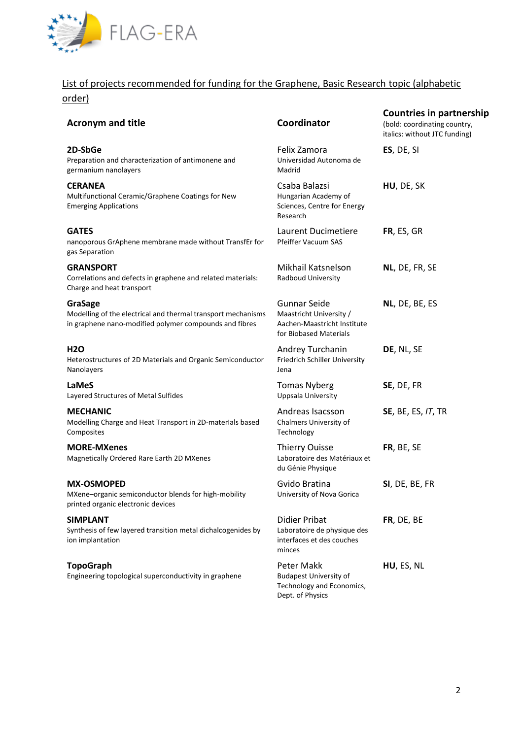FLAG-ERA

List of projects recommended for funding for the Graphene, Basic Research topic (alphabetic order)

| Acronym and title | Coordinator | Countries in partnership (bold: coordinating country, italics: without JTC funding) |
| --- | --- | --- |
| **2D-SbGe** Preparation and characterization of antimonene and germanium nanolayers | Felix Zamora Universidad Autonoma de Madrid | **ES**, DE, SI |
| **CERANEA** Multifunctional Ceramic/Graphene Coatings for New Emerging Applications | Csaba Balazsi Hungarian Academy of Sciences, Centre for Energy Research | **HU**, DE, SK |
| **GATES** nanoporous GrAphene membrane made without TransfEr for gas Separation | Laurent Ducimetiere Pfeiffer Vacuum SAS | **FR**, ES, GR |
| **GRANSPORT** Correlations and defects in graphene and related materials: Charge and heat transport | Mikhail Katsnelson Radboud University | **NL**, DE, FR, SE |
| **GraSage** Modelling of the electrical and thermal transport mechanisms in graphene nano-modified polymer compounds and fibres | Gunnar Seide Maastricht University / Aachen-Maastricht Institute for Biobased Materials | **NL**, DE, BE, ES |
| **H2O** Heterostructures of 2D Materials and Organic Semiconductor Nanolayers | Andrey Turchanin Friedrich Schiller University Jena | **DE**, NL, SE |
| **LaMeS** Layered Structures of Metal Sulfides | Tomas Nyberg Uppsala University | **SE**, DE, FR |
| **MECHANIC** Modelling Charge and Heat Transport in 2D-materIals based Composites | Andreas Isacsson Chalmers University of Technology | **SE**, BE, ES, *IT*, TR |
| **MORE-MXenes** Magnetically Ordered Rare Earth 2D MXenes | Thierry Ouisse Laboratoire des Matériaux et du Génie Physique | **FR**, BE, SE |
| **MX-OSMOPED** MXene–organic semiconductor blends for high-mobility printed organic electronic devices | Gvido Bratina University of Nova Gorica | **SI**, DE, BE, FR |
| **SIMPLANT** Synthesis of few layered transition metal dichalcogenides by ion implantation | Didier Pribat Laboratoire de physique des interfaces et des couches minces | **FR**, DE, BE |
| **TopoGraph** Engineering topological superconductivity in graphene | Peter Makk Budapest University of Technology and Economics, Dept. of Physics | **HU**, ES, NL |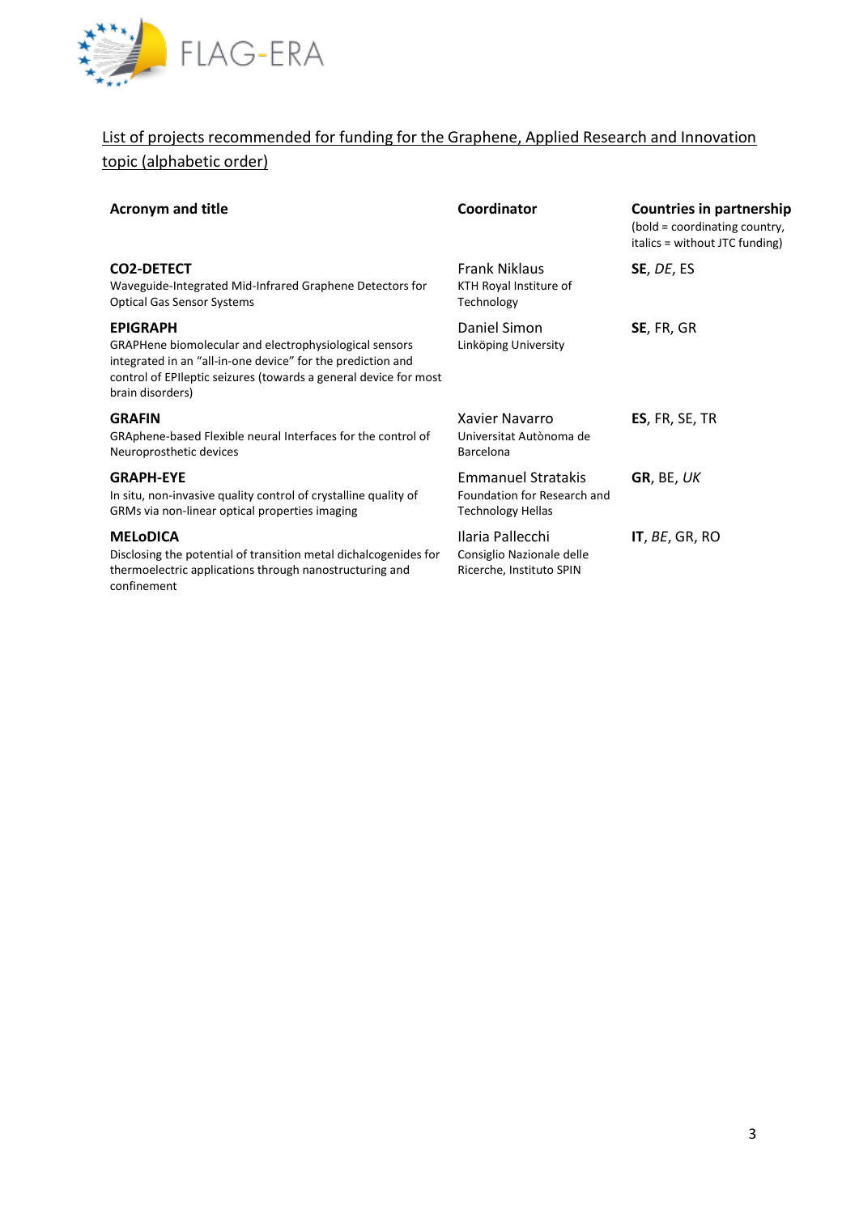List of projects recommended for funding for the Graphene, Applied Research and Innovation topic (alphabetic order)

| Acronym and title | Coordinator | Countries in partnership (bold = coordinating country, italics = without JTC funding) |
| --- | --- | --- |
| **CO2-DETECT** Waveguide-Integrated Mid-Infrared Graphene Detectors for Optical Gas Sensor Systems | Frank Niklaus KTH Royal Institute of Technology | **SE**, *DE*, ES |
| **EPIGRAPH** GRAPHene biomolecular and electrophysiological sensors integrated in an "all-in-one device" for the prediction and control of EPIleptic seizures (towards a general device for most brain disorders) | Daniel Simon Linköping University | **SE**, FR, GR |
| **GRAFIN** GRAphene-based Flexible neural Interfaces for the control of Neuroprosthetic devices | Xavier Navarro Universitat Autònoma de Barcelona | **ES**, FR, SE, TR |
| **GRAPH-EYE** In situ, non-invasive quality control of crystalline quality of GRMs via non-linear optical properties imaging | Emmanuel Stratakis Foundation for Research and Technology Hellas | **GR**, BE, *UK* |
| **MELoDICA** Disclosing the potential of transition metal dichalcogenides for thermoelectric applications through nanostructuring and confinement | Ilaria Pallecchi Consiglio Nazionale delle Ricerche, Instituto SPIN | **IT**, *BE*, GR, RO |